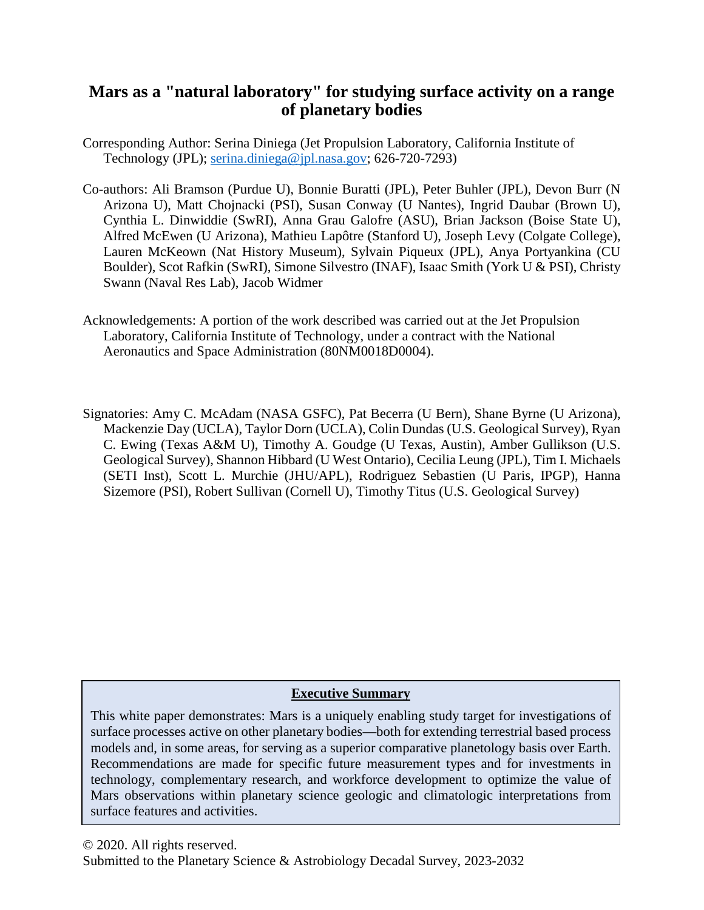# Mars as a "natural laboratory" for studying surface activity on a range of planetary bodies

Corresponding Author: Serina Diniega (Jet Propulsion Laboratory, California Institute of Technology (JPL); serina.diniega@jpl.nasa.gov; 626-720-7293)

Co-authors: Ali Bramson (Purdue U), Bonnie Buratti (JPL), Peter Buhler (JPL), Devon Burr (N Arizona U), Matt Chojnacki (PSI), Susan Conway (U Nantes), Ingrid Daubar (Brown U), Cynthia L. Dinwiddie (SwRI), Anna Grau Galofre (ASU), Brian Jackson (Boise State U), Alfred McEwen (U Arizona), Mathieu Lapôtre (Stanford U), Joseph Levy (Colgate College), Lauren McKeown (Nat History Museum), Sylvain Piqueux (JPL), Anya Portyankina (CU Boulder), Scot Rafkin (SwRI), Simone Silvestro (INAF), Isaac Smith (York U & PSI), Christy Swann (Naval Res Lab), Jacob Widmer

Acknowledgements: A portion of the work described was carried out at the Jet Propulsion Laboratory, California Institute of Technology, under a contract with the National Aeronautics and Space Administration (80NM0018D0004).

Signatories: Amy C. McAdam (NASA GSFC), Pat Becerra (U Bern), Shane Byrne (U Arizona), Mackenzie Day (UCLA), Taylor Dorn (UCLA), Colin Dundas (U.S. Geological Survey), Ryan C. Ewing (Texas A&M U), Timothy A. Goudge (U Texas, Austin), Amber Gullikson (U.S. Geological Survey), Shannon Hibbard (U West Ontario), Cecilia Leung (JPL), Tim I. Michaels (SETI Inst), Scott L. Murchie (JHU/APL), Rodriguez Sebastien (U Paris, IPGP), Hanna Sizemore (PSI), Robert Sullivan (Cornell U), Timothy Titus (U.S. Geological Survey)

## Executive Summary

This white paper demonstrates: Mars is a uniquely enabling study target for investigations of surface processes active on other planetary bodies—both for extending terrestrial based process models and, in some areas, for serving as a superior comparative planetology basis over Earth. Recommendations are made for specific future measurement types and for investments in technology, complementary research, and workforce development to optimize the value of Mars observations within planetary science geologic and climatologic interpretations from surface features and activities.

© 2020. All rights reserved.
Submitted to the Planetary Science & Astrobiology Decadal Survey, 2023-2032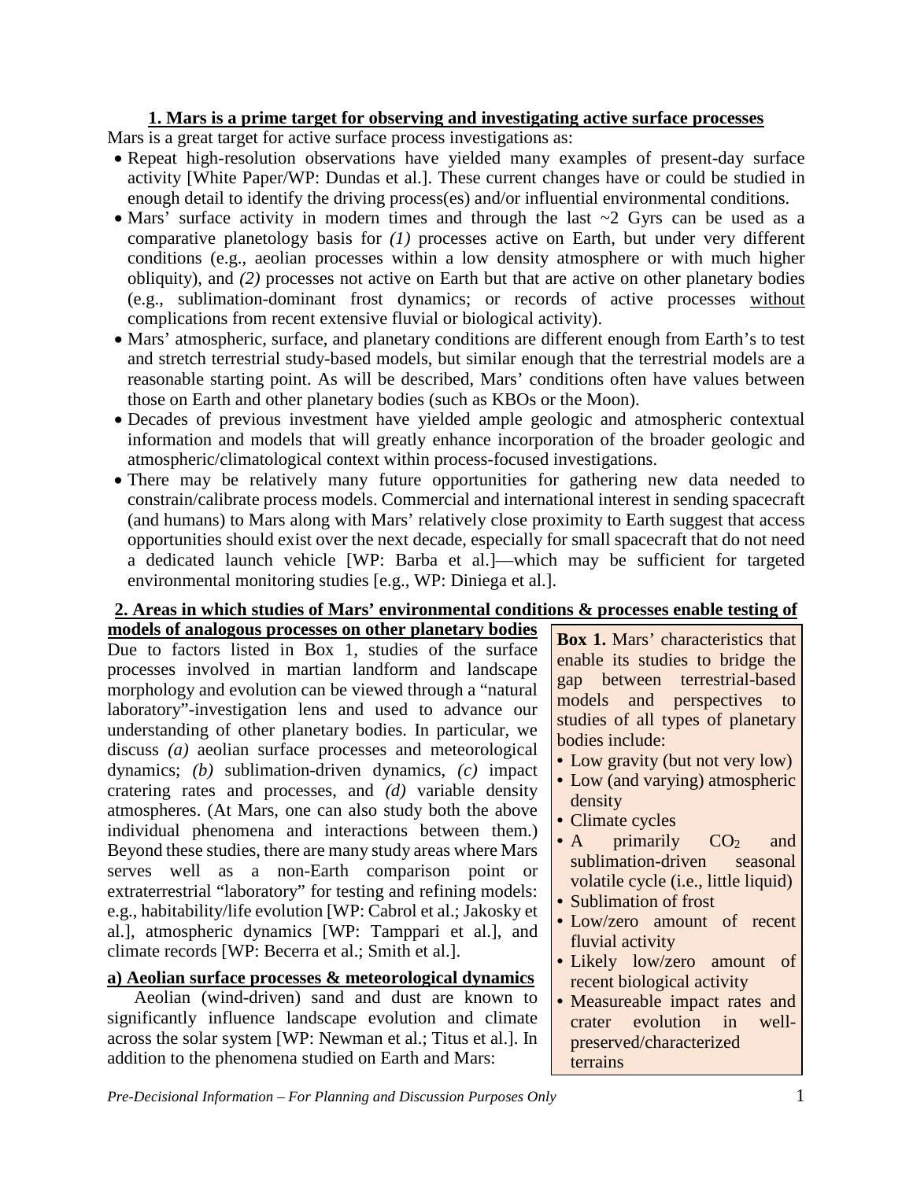## 1. Mars is a prime target for observing and investigating active surface processes

Mars is a great target for active surface process investigations as:

- Repeat high-resolution observations have yielded many examples of present-day surface activity [White Paper/WP: Dundas et al.]. These current changes have or could be studied in enough detail to identify the driving process(es) and/or influential environmental conditions.
- Mars' surface activity in modern times and through the last ~2 Gyrs can be used as a comparative planetology basis for *(1)* processes active on Earth, but under very different conditions (e.g., aeolian processes within a low density atmosphere or with much higher obliquity), and *(2)* processes not active on Earth but that are active on other planetary bodies (e.g., sublimation-dominant frost dynamics; or records of active processes without complications from recent extensive fluvial or biological activity).
- Mars' atmospheric, surface, and planetary conditions are different enough from Earth's to test and stretch terrestrial study-based models, but similar enough that the terrestrial models are a reasonable starting point. As will be described, Mars' conditions often have values between those on Earth and other planetary bodies (such as KBOs or the Moon).
- Decades of previous investment have yielded ample geologic and atmospheric contextual information and models that will greatly enhance incorporation of the broader geologic and atmospheric/climatological context within process-focused investigations.
- There may be relatively many future opportunities for gathering new data needed to constrain/calibrate process models. Commercial and international interest in sending spacecraft (and humans) to Mars along with Mars' relatively close proximity to Earth suggest that access opportunities should exist over the next decade, especially for small spacecraft that do not need a dedicated launch vehicle [WP: Barba et al.]—which may be sufficient for targeted environmental monitoring studies [e.g., WP: Diniega et al.].

## 2. Areas in which studies of Mars' environmental conditions & processes enable testing of models of analogous processes on other planetary bodies

Due to factors listed in Box 1, studies of the surface processes involved in martian landform and landscape morphology and evolution can be viewed through a "natural laboratory"-investigation lens and used to advance our understanding of other planetary bodies. In particular, we discuss *(a)* aeolian surface processes and meteorological dynamics; *(b)* sublimation-driven dynamics, *(c)* impact cratering rates and processes, and *(d)* variable density atmospheres. (At Mars, one can also study both the above individual phenomena and interactions between them.) Beyond these studies, there are many study areas where Mars serves well as a non-Earth comparison point or extraterrestrial "laboratory" for testing and refining models: e.g., habitability/life evolution [WP: Cabrol et al.; Jakosky et al.], atmospheric dynamics [WP: Tamppari et al.], and climate records [WP: Becerra et al.; Smith et al.].

> **Box 1.** Mars' characteristics that enable its studies to bridge the gap between terrestrial-based models and perspectives to studies of all types of planetary bodies include:
>
> - Low gravity (but not very low)
> - Low (and varying) atmospheric density
> - Climate cycles
> - A primarily $CO_2$ and sublimation-driven seasonal volatile cycle (i.e., little liquid)
> - Sublimation of frost
> - Low/zero amount of recent fluvial activity
> - Likely low/zero amount of recent biological activity
> - Measureable impact rates and crater evolution in well-preserved/characterized terrains

### a) Aeolian surface processes & meteorological dynamics

Aeolian (wind-driven) sand and dust are known to significantly influence landscape evolution and climate across the solar system [WP: Newman et al.; Titus et al.]. In addition to the phenomena studied on Earth and Mars: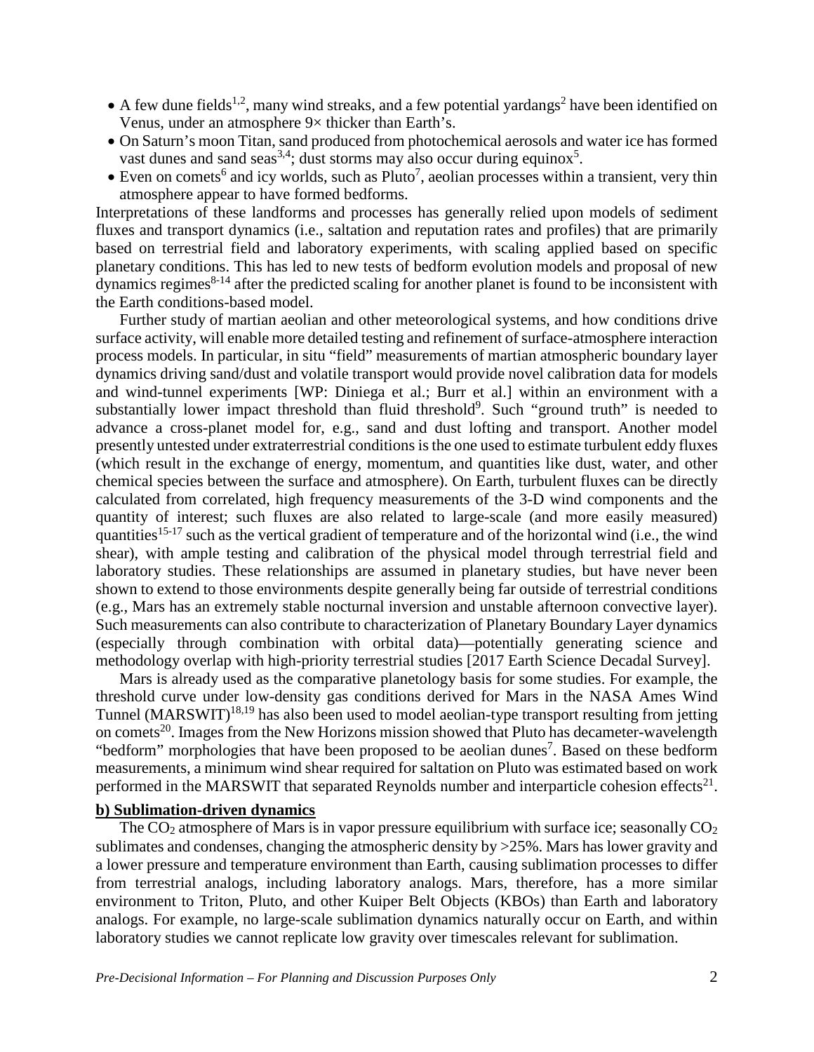- A few dune fields[1,2], many wind streaks, and a few potential yardangs[2] have been identified on Venus, under an atmosphere 9× thicker than Earth's.
- On Saturn's moon Titan, sand produced from photochemical aerosols and water ice has formed vast dunes and sand seas[3,4]; dust storms may also occur during equinox[5].
- Even on comets[6] and icy worlds, such as Pluto[7], aeolian processes within a transient, very thin atmosphere appear to have formed bedforms.

Interpretations of these landforms and processes has generally relied upon models of sediment fluxes and transport dynamics (i.e., saltation and reputation rates and profiles) that are primarily based on terrestrial field and laboratory experiments, with scaling applied based on specific planetary conditions. This has led to new tests of bedform evolution models and proposal of new dynamics regimes[8-14] after the predicted scaling for another planet is found to be inconsistent with the Earth conditions-based model.

Further study of martian aeolian and other meteorological systems, and how conditions drive surface activity, will enable more detailed testing and refinement of surface-atmosphere interaction process models. In particular, in situ "field" measurements of martian atmospheric boundary layer dynamics driving sand/dust and volatile transport would provide novel calibration data for models and wind-tunnel experiments [WP: Diniega et al.; Burr et al.] within an environment with a substantially lower impact threshold than fluid threshold[9]. Such "ground truth" is needed to advance a cross-planet model for, e.g., sand and dust lofting and transport. Another model presently untested under extraterrestrial conditions is the one used to estimate turbulent eddy fluxes (which result in the exchange of energy, momentum, and quantities like dust, water, and other chemical species between the surface and atmosphere). On Earth, turbulent fluxes can be directly calculated from correlated, high frequency measurements of the 3-D wind components and the quantity of interest; such fluxes are also related to large-scale (and more easily measured) quantities[15-17] such as the vertical gradient of temperature and of the horizontal wind (i.e., the wind shear), with ample testing and calibration of the physical model through terrestrial field and laboratory studies. These relationships are assumed in planetary studies, but have never been shown to extend to those environments despite generally being far outside of terrestrial conditions (e.g., Mars has an extremely stable nocturnal inversion and unstable afternoon convective layer). Such measurements can also contribute to characterization of Planetary Boundary Layer dynamics (especially through combination with orbital data)—potentially generating science and methodology overlap with high-priority terrestrial studies [2017 Earth Science Decadal Survey].

Mars is already used as the comparative planetology basis for some studies. For example, the threshold curve under low-density gas conditions derived for Mars in the NASA Ames Wind Tunnel (MARSWIT)[18,19] has also been used to model aeolian-type transport resulting from jetting on comets[20]. Images from the New Horizons mission showed that Pluto has decameter-wavelength "bedform" morphologies that have been proposed to be aeolian dunes[7]. Based on these bedform measurements, a minimum wind shear required for saltation on Pluto was estimated based on work performed in the MARSWIT that separated Reynolds number and interparticle cohesion effects[21].

**b) Sublimation-driven dynamics**

The $CO_2$ atmosphere of Mars is in vapor pressure equilibrium with surface ice; seasonally $CO_2$ sublimates and condenses, changing the atmospheric density by >25%. Mars has lower gravity and a lower pressure and temperature environment than Earth, causing sublimation processes to differ from terrestrial analogs, including laboratory analogs. Mars, therefore, has a more similar environment to Triton, Pluto, and other Kuiper Belt Objects (KBOs) than Earth and laboratory analogs. For example, no large-scale sublimation dynamics naturally occur on Earth, and within laboratory studies we cannot replicate low gravity over timescales relevant for sublimation.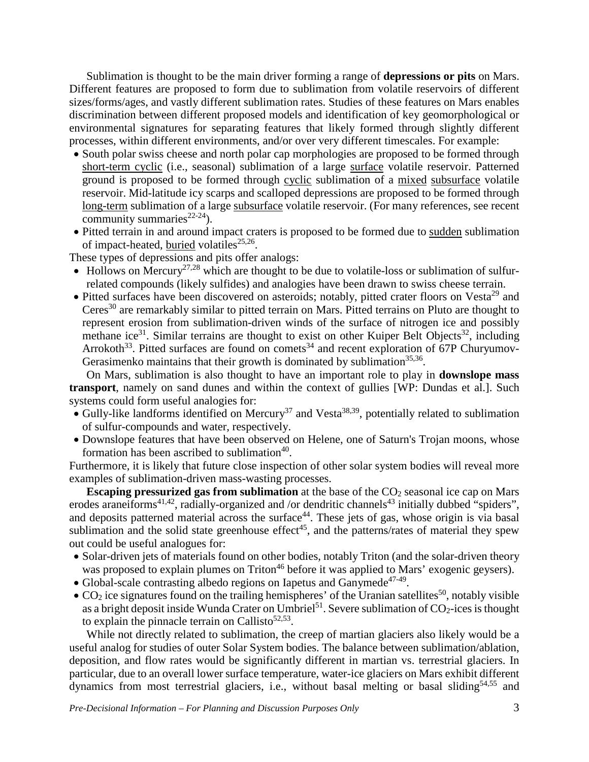Sublimation is thought to be the main driver forming a range of **depressions or pits** on Mars. Different features are proposed to form due to sublimation from volatile reservoirs of different sizes/forms/ages, and vastly different sublimation rates. Studies of these features on Mars enables discrimination between different proposed models and identification of key geomorphological or environmental signatures for separating features that likely formed through slightly different processes, within different environments, and/or over very different timescales. For example:

- South polar swiss cheese and north polar cap morphologies are proposed to be formed through short-term cyclic (i.e., seasonal) sublimation of a large surface volatile reservoir. Patterned ground is proposed to be formed through cyclic sublimation of a mixed subsurface volatile reservoir. Mid-latitude icy scarps and scalloped depressions are proposed to be formed through long-term sublimation of a large subsurface volatile reservoir. (For many references, see recent community summaries[22-24]).
- Pitted terrain in and around impact craters is proposed to be formed due to sudden sublimation of impact-heated, buried volatiles[25,26].

These types of depressions and pits offer analogs:

- Hollows on Mercury[27,28] which are thought to be due to volatile-loss or sublimation of sulfur-related compounds (likely sulfides) and analogies have been drawn to swiss cheese terrain.
- Pitted surfaces have been discovered on asteroids; notably, pitted crater floors on Vesta[29] and Ceres[30] are remarkably similar to pitted terrain on Mars. Pitted terrains on Pluto are thought to represent erosion from sublimation-driven winds of the surface of nitrogen ice and possibly methane ice[31]. Similar terrains are thought to exist on other Kuiper Belt Objects[32], including Arrokoth[33]. Pitted surfaces are found on comets[34] and recent exploration of 67P Churyumov-Gerasimenko maintains that their growth is dominated by sublimation[35,36].

On Mars, sublimation is also thought to have an important role to play in **downslope mass transport**, namely on sand dunes and within the context of gullies [WP: Dundas et al.]. Such systems could form useful analogies for:

- Gully-like landforms identified on Mercury[37] and Vesta[38,39], potentially related to sublimation of sulfur-compounds and water, respectively.
- Downslope features that have been observed on Helene, one of Saturn's Trojan moons, whose formation has been ascribed to sublimation[40].

Furthermore, it is likely that future close inspection of other solar system bodies will reveal more examples of sublimation-driven mass-wasting processes.

**Escaping pressurized gas from sublimation** at the base of the $CO_2$ seasonal ice cap on Mars erodes araneiforms[41,42], radially-organized and /or dendritic channels[43] initially dubbed "spiders", and deposits patterned material across the surface[44]. These jets of gas, whose origin is via basal sublimation and the solid state greenhouse effect[45], and the patterns/rates of material they spew out could be useful analogues for:

- Solar-driven jets of materials found on other bodies, notably Triton (and the solar-driven theory was proposed to explain plumes on Triton[46] before it was applied to Mars' exogenic geysers).
- Global-scale contrasting albedo regions on Iapetus and Ganymede[47-49].
- $CO_2$ ice signatures found on the trailing hemispheres' of the Uranian satellites[50], notably visible as a bright deposit inside Wunda Crater on Umbriel[51]. Severe sublimation of $CO_2$-ices is thought to explain the pinnacle terrain on Callisto[52,53].

While not directly related to sublimation, the creep of martian glaciers also likely would be a useful analog for studies of outer Solar System bodies. The balance between sublimation/ablation, deposition, and flow rates would be significantly different in martian vs. terrestrial glaciers. In particular, due to an overall lower surface temperature, water-ice glaciers on Mars exhibit different dynamics from most terrestrial glaciers, i.e., without basal melting or basal sliding[54,55] and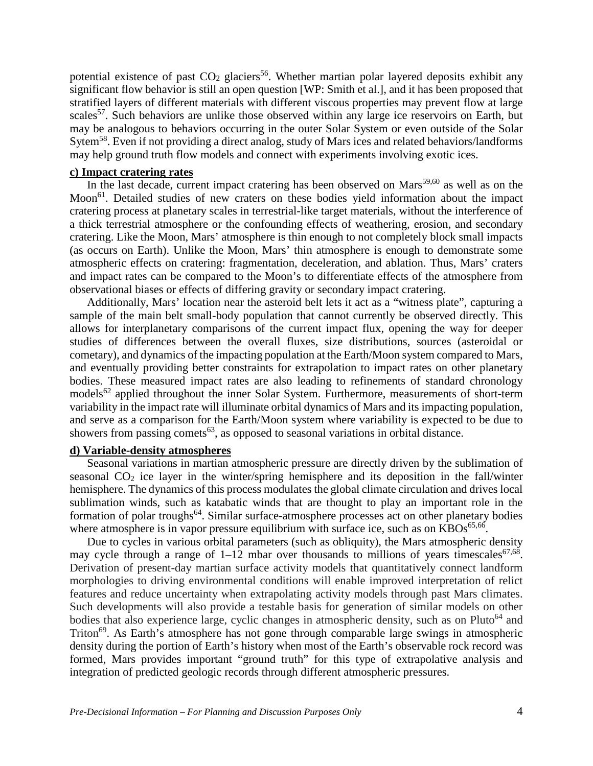potential existence of past $CO_2$ glaciers[56]. Whether martian polar layered deposits exhibit any significant flow behavior is still an open question [WP: Smith et al.], and it has been proposed that stratified layers of different materials with different viscous properties may prevent flow at large scales[57]. Such behaviors are unlike those observed within any large ice reservoirs on Earth, but may be analogous to behaviors occurring in the outer Solar System or even outside of the Solar Sytem[58]. Even if not providing a direct analog, study of Mars ices and related behaviors/landforms may help ground truth flow models and connect with experiments involving exotic ices.

**c) Impact cratering rates**

In the last decade, current impact cratering has been observed on Mars[59,60] as well as on the Moon[61]. Detailed studies of new craters on these bodies yield information about the impact cratering process at planetary scales in terrestrial-like target materials, without the interference of a thick terrestrial atmosphere or the confounding effects of weathering, erosion, and secondary cratering. Like the Moon, Mars' atmosphere is thin enough to not completely block small impacts (as occurs on Earth). Unlike the Moon, Mars' thin atmosphere is enough to demonstrate some atmospheric effects on cratering: fragmentation, deceleration, and ablation. Thus, Mars' craters and impact rates can be compared to the Moon's to differentiate effects of the atmosphere from observational biases or effects of differing gravity or secondary impact cratering.

Additionally, Mars' location near the asteroid belt lets it act as a "witness plate", capturing a sample of the main belt small-body population that cannot currently be observed directly. This allows for interplanetary comparisons of the current impact flux, opening the way for deeper studies of differences between the overall fluxes, size distributions, sources (asteroidal or cometary), and dynamics of the impacting population at the Earth/Moon system compared to Mars, and eventually providing better constraints for extrapolation to impact rates on other planetary bodies. These measured impact rates are also leading to refinements of standard chronology models[62] applied throughout the inner Solar System. Furthermore, measurements of short-term variability in the impact rate will illuminate orbital dynamics of Mars and its impacting population, and serve as a comparison for the Earth/Moon system where variability is expected to be due to showers from passing comets[63], as opposed to seasonal variations in orbital distance.

**d) Variable-density atmospheres**

Seasonal variations in martian atmospheric pressure are directly driven by the sublimation of seasonal $CO_2$ ice layer in the winter/spring hemisphere and its deposition in the fall/winter hemisphere. The dynamics of this process modulates the global climate circulation and drives local sublimation winds, such as katabatic winds that are thought to play an important role in the formation of polar troughs[64]. Similar surface-atmosphere processes act on other planetary bodies where atmosphere is in vapor pressure equilibrium with surface ice, such as on KBOs[65,66].

Due to cycles in various orbital parameters (such as obliquity), the Mars atmospheric density may cycle through a range of 1–12 mbar over thousands to millions of years timescales[67,68]. Derivation of present-day martian surface activity models that quantitatively connect landform morphologies to driving environmental conditions will enable improved interpretation of relict features and reduce uncertainty when extrapolating activity models through past Mars climates. Such developments will also provide a testable basis for generation of similar models on other bodies that also experience large, cyclic changes in atmospheric density, such as on Pluto[64] and Triton[69]. As Earth's atmosphere has not gone through comparable large swings in atmospheric density during the portion of Earth's history when most of the Earth's observable rock record was formed, Mars provides important "ground truth" for this type of extrapolative analysis and integration of predicted geologic records through different atmospheric pressures.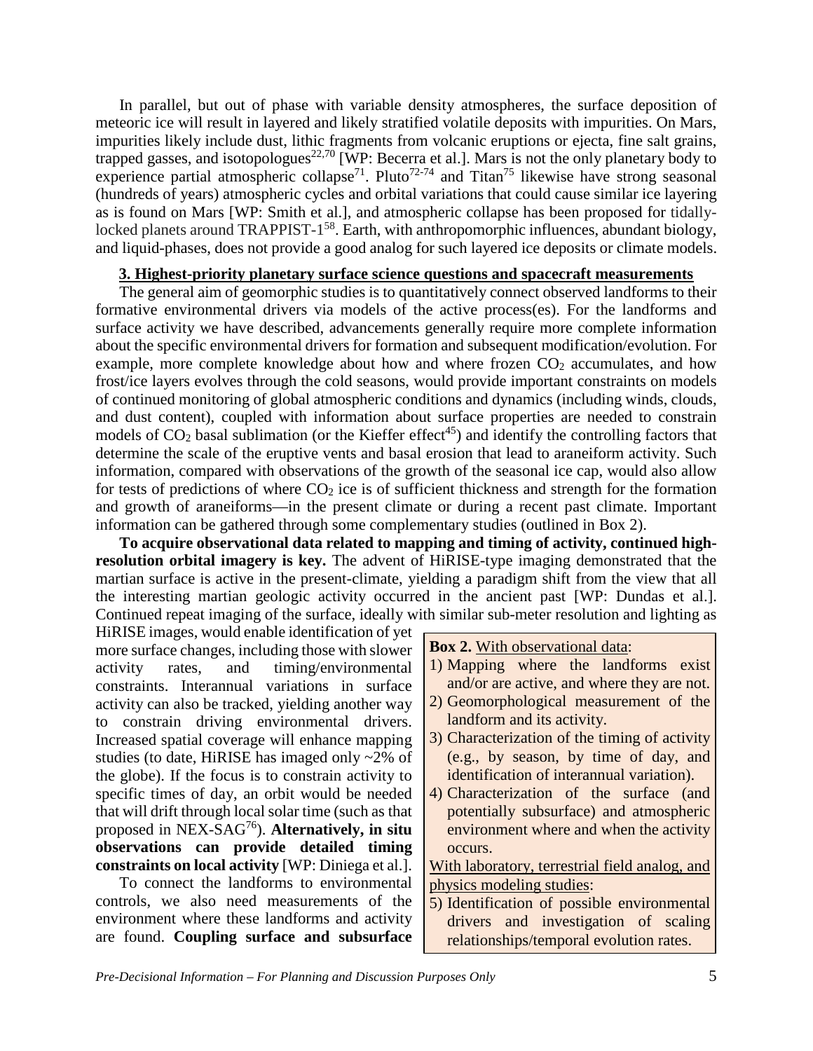In parallel, but out of phase with variable density atmospheres, the surface deposition of meteoric ice will result in layered and likely stratified volatile deposits with impurities. On Mars, impurities likely include dust, lithic fragments from volcanic eruptions or ejecta, fine salt grains, trapped gasses, and isotopologues[22,70] [WP: Becerra et al.]. Mars is not the only planetary body to experience partial atmospheric collapse[71]. Pluto[72-74] and Titan[75] likewise have strong seasonal (hundreds of years) atmospheric cycles and orbital variations that could cause similar ice layering as is found on Mars [WP: Smith et al.], and atmospheric collapse has been proposed for tidally-locked planets around TRAPPIST-1[58]. Earth, with anthropomorphic influences, abundant biology, and liquid-phases, does not provide a good analog for such layered ice deposits or climate models.

## 3. Highest-priority planetary surface science questions and spacecraft measurements

The general aim of geomorphic studies is to quantitatively connect observed landforms to their formative environmental drivers via models of the active process(es). For the landforms and surface activity we have described, advancements generally require more complete information about the specific environmental drivers for formation and subsequent modification/evolution. For example, more complete knowledge about how and where frozen $CO_2$ accumulates, and how frost/ice layers evolves through the cold seasons, would provide important constraints on models of continued monitoring of global atmospheric conditions and dynamics (including winds, clouds, and dust content), coupled with information about surface properties are needed to constrain models of $CO_2$ basal sublimation (or the Kieffer effect[45]) and identify the controlling factors that determine the scale of the eruptive vents and basal erosion that lead to araneiform activity. Such information, compared with observations of the growth of the seasonal ice cap, would also allow for tests of predictions of where $CO_2$ ice is of sufficient thickness and strength for the formation and growth of araneiforms—in the present climate or during a recent past climate. Important information can be gathered through some complementary studies (outlined in Box 2).

**To acquire observational data related to mapping and timing of activity, continued high-resolution orbital imagery is key.** The advent of HiRISE-type imaging demonstrated that the martian surface is active in the present-climate, yielding a paradigm shift from the view that all the interesting martian geologic activity occurred in the ancient past [WP: Dundas et al.]. Continued repeat imaging of the surface, ideally with similar sub-meter resolution and lighting as HiRISE images, would enable identification of yet more surface changes, including those with slower activity rates, and timing/environmental constraints. Interannual variations in surface activity can also be tracked, yielding another way to constrain driving environmental drivers. Increased spatial coverage will enhance mapping studies (to date, HiRISE has imaged only ~2% of the globe). If the focus is to constrain activity to specific times of day, an orbit would be needed that will drift through local solar time (such as that proposed in NEX-SAG[76]). **Alternatively, in situ observations can provide detailed timing constraints on local activity** [WP: Diniega et al.].

To connect the landforms to environmental controls, we also need measurements of the environment where these landforms and activity are found. **Coupling surface and subsurface**

> **Box 2.** With observational data:
> 1) Mapping where the landforms exist and/or are active, and where they are not.
> 2) Geomorphological measurement of the landform and its activity.
> 3) Characterization of the timing of activity (e.g., by season, by time of day, and identification of interannual variation).
> 4) Characterization of the surface (and potentially subsurface) and atmospheric environment where and when the activity occurs.
>
> With laboratory, terrestrial field analog, and physics modeling studies:
> 5) Identification of possible environmental drivers and investigation of scaling relationships/temporal evolution rates.

*Pre-Decisional Information – For Planning and Discussion Purposes Only*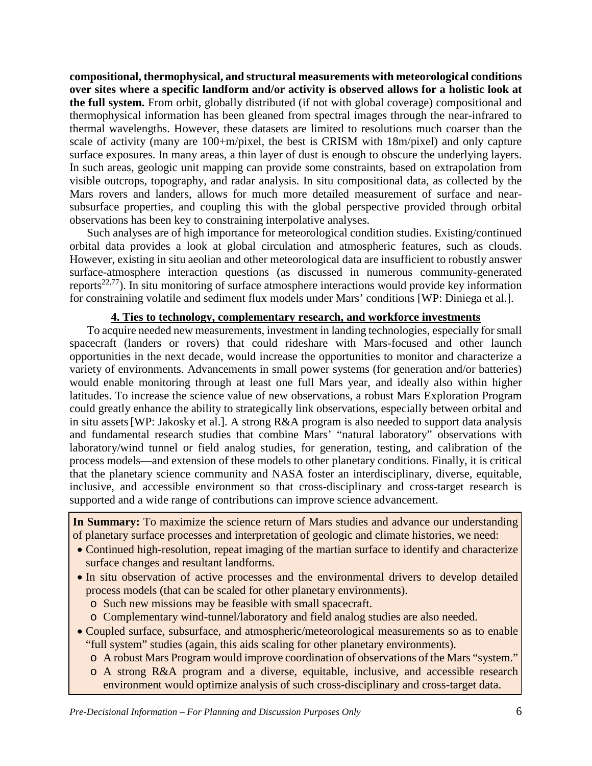**compositional, thermophysical, and structural measurements with meteorological conditions over sites where a specific landform and/or activity is observed allows for a holistic look at the full system.** From orbit, globally distributed (if not with global coverage) compositional and thermophysical information has been gleaned from spectral images through the near-infrared to thermal wavelengths. However, these datasets are limited to resolutions much coarser than the scale of activity (many are 100+m/pixel, the best is CRISM with 18m/pixel) and only capture surface exposures. In many areas, a thin layer of dust is enough to obscure the underlying layers. In such areas, geologic unit mapping can provide some constraints, based on extrapolation from visible outcrops, topography, and radar analysis. In situ compositional data, as collected by the Mars rovers and landers, allows for much more detailed measurement of surface and near-subsurface properties, and coupling this with the global perspective provided through orbital observations has been key to constraining interpolative analyses.

Such analyses are of high importance for meteorological condition studies. Existing/continued orbital data provides a look at global circulation and atmospheric features, such as clouds. However, existing in situ aeolian and other meteorological data are insufficient to robustly answer surface-atmosphere interaction questions (as discussed in numerous community-generated reports[22,77]). In situ monitoring of surface atmosphere interactions would provide key information for constraining volatile and sediment flux models under Mars' conditions [WP: Diniega et al.].

## 4. Ties to technology, complementary research, and workforce investments

To acquire needed new measurements, investment in landing technologies, especially for small spacecraft (landers or rovers) that could rideshare with Mars-focused and other launch opportunities in the next decade, would increase the opportunities to monitor and characterize a variety of environments. Advancements in small power systems (for generation and/or batteries) would enable monitoring through at least one full Mars year, and ideally also within higher latitudes. To increase the science value of new observations, a robust Mars Exploration Program could greatly enhance the ability to strategically link observations, especially between orbital and in situ assets [WP: Jakosky et al.]. A strong R&A program is also needed to support data analysis and fundamental research studies that combine Mars' "natural laboratory" observations with laboratory/wind tunnel or field analog studies, for generation, testing, and calibration of the process models—and extension of these models to other planetary conditions. Finally, it is critical that the planetary science community and NASA foster an interdisciplinary, diverse, equitable, inclusive, and accessible environment so that cross-disciplinary and cross-target research is supported and a wide range of contributions can improve science advancement.

**In Summary:** To maximize the science return of Mars studies and advance our understanding of planetary surface processes and interpretation of geologic and climate histories, we need:

- Continued high-resolution, repeat imaging of the martian surface to identify and characterize surface changes and resultant landforms.
- In situ observation of active processes and the environmental drivers to develop detailed process models (that can be scaled for other planetary environments).
  - Such new missions may be feasible with small spacecraft.
  - Complementary wind-tunnel/laboratory and field analog studies are also needed.
- Coupled surface, subsurface, and atmospheric/meteorological measurements so as to enable "full system" studies (again, this aids scaling for other planetary environments).
  - A robust Mars Program would improve coordination of observations of the Mars "system."
  - A strong R&A program and a diverse, equitable, inclusive, and accessible research environment would optimize analysis of such cross-disciplinary and cross-target data.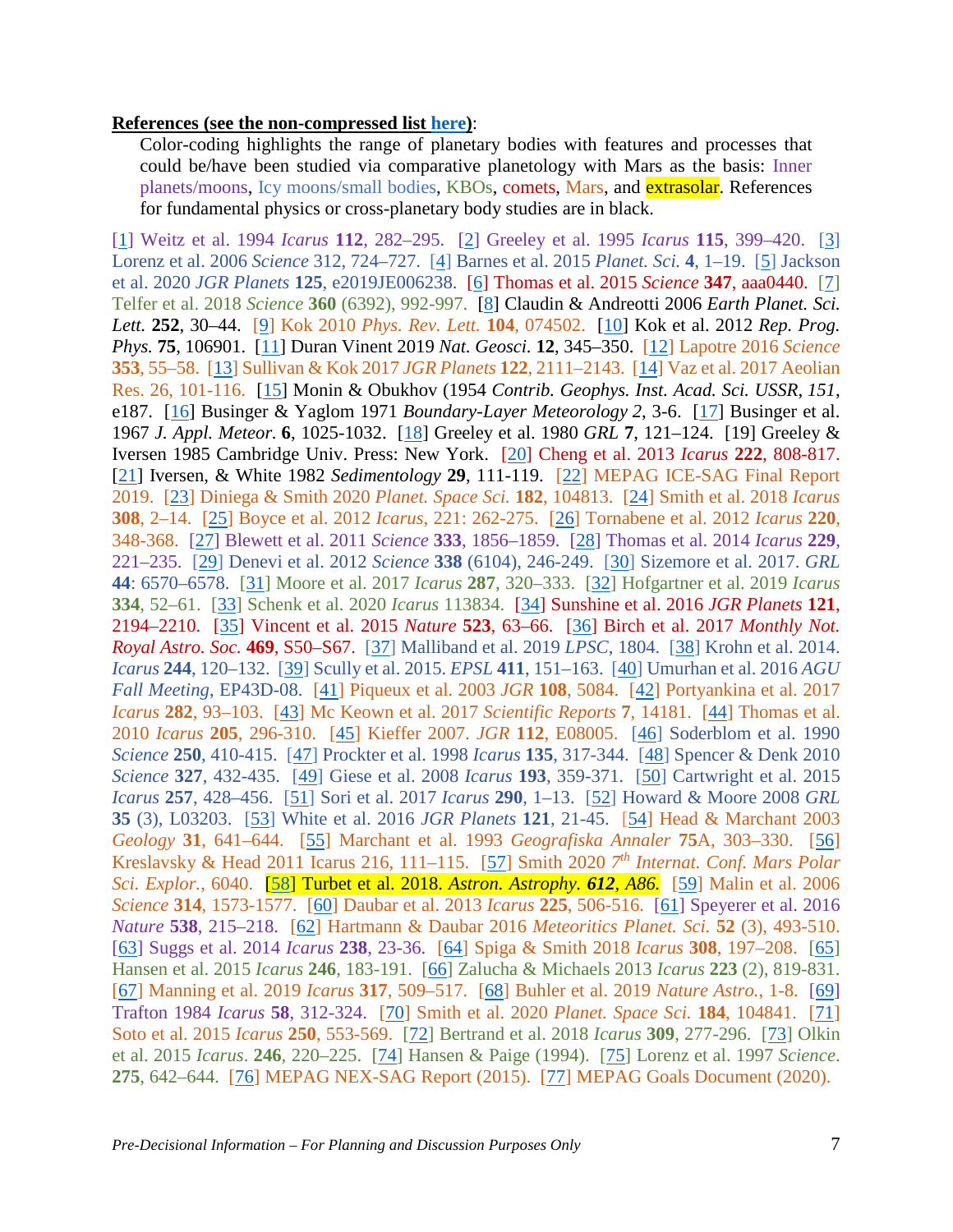**References (see the non-compressed list here):**

Color-coding highlights the range of planetary bodies with features and processes that could be/have been studied via comparative planetology with Mars as the basis: Inner planets/moons, Icy moons/small bodies, KBOs, comets, Mars, and extrasolar. References for fundamental physics or cross-planetary body studies are in black.

[1] Weitz et al. 1994 *Icarus* **112**, 282–295. [2] Greeley et al. 1995 *Icarus* **115**, 399–420. [3] Lorenz et al. 2006 *Science* 312, 724–727. [4] Barnes et al. 2015 *Planet. Sci.* **4**, 1–19. [5] Jackson et al. 2020 *JGR Planets* **125**, e2019JE006238. [6] Thomas et al. 2015 *Science* **347**, aaa0440. [7] Telfer et al. 2018 *Science* **360** (6392), 992-997. [8] Claudin & Andreotti 2006 *Earth Planet. Sci. Lett.* **252**, 30–44. [9] Kok 2010 *Phys. Rev. Lett.* **104**, 074502. [10] Kok et al. 2012 *Rep. Prog. Phys.* **75**, 106901. [11] Duran Vinent 2019 *Nat. Geosci.* **12**, 345–350. [12] Lapotre 2016 *Science* **353**, 55–58. [13] Sullivan & Kok 2017 *JGR Planets* **122**, 2111–2143. [14] Vaz et al. 2017 Aeolian Res. 26, 101-116. [15] Monin & Obukhov (1954 *Contrib. Geophys. Inst. Acad. Sci. USSR*, *151*, e187. [16] Businger & Yaglom 1971 *Boundary-Layer Meteorology 2*, 3-6. [17] Businger et al. 1967 *J. Appl. Meteor.* **6**, 1025-1032. [18] Greeley et al. 1980 *GRL* **7**, 121–124. [19] Greeley & Iversen 1985 Cambridge Univ. Press: New York. [20] Cheng et al. 2013 *Icarus* **222**, 808-817. [21] Iversen, & White 1982 *Sedimentology* **29**, 111-119. [22] MEPAG ICE-SAG Final Report 2019. [23] Diniega & Smith 2020 *Planet. Space Sci.* **182**, 104813. [24] Smith et al. 2018 *Icarus* **308**, 2–14. [25] Boyce et al. 2012 *Icarus*, 221: 262-275. [26] Tornabene et al. 2012 *Icarus* **220**, 348-368. [27] Blewett et al. 2011 *Science* **333**, 1856–1859. [28] Thomas et al. 2014 *Icarus* **229**, 221–235. [29] Denevi et al. 2012 *Science* **338** (6104), 246-249. [30] Sizemore et al. 2017. *GRL* **44**: 6570–6578. [31] Moore et al. 2017 *Icarus* **287**, 320–333. [32] Hofgartner et al. 2019 *Icarus* **334**, 52–61. [33] Schenk et al. 2020 *Icarus* 113834. [34] Sunshine et al. 2016 *JGR Planets* **121**, 2194–2210. [35] Vincent et al. 2015 *Nature* **523**, 63–66. [36] Birch et al. 2017 *Monthly Not. Royal Astro. Soc.* **469**, S50–S67. [37] Malliband et al. 2019 *LPSC*, 1804. [38] Krohn et al. 2014. *Icarus* **244**, 120–132. [39] Scully et al. 2015. *EPSL* **411**, 151–163. [40] Umurhan et al. 2016 *AGU Fall Meeting*, EP43D-08. [41] Piqueux et al. 2003 *JGR* **108**, 5084. [42] Portyankina et al. 2017 *Icarus* **282**, 93–103. [43] Mc Keown et al. 2017 *Scientific Reports* **7**, 14181. [44] Thomas et al. 2010 *Icarus* **205**, 296-310. [45] Kieffer 2007. *JGR* **112**, E08005. [46] Soderblom et al. 1990 *Science* **250**, 410-415. [47] Prockter et al. 1998 *Icarus* **135**, 317-344. [48] Spencer & Denk 2010 *Science* **327**, 432-435. [49] Giese et al. 2008 *Icarus* **193**, 359-371. [50] Cartwright et al. 2015 *Icarus* **257**, 428–456. [51] Sori et al. 2017 *Icarus* **290**, 1–13. [52] Howard & Moore 2008 *GRL* **35** (3), L03203. [53] White et al. 2016 *JGR Planets* **121**, 21-45. [54] Head & Marchant 2003 *Geology* **31**, 641–644. [55] Marchant et al. 1993 *Geografiska Annaler* **75**A, 303–330. [56] Kreslavsky & Head 2011 Icarus 216, 111–115. [57] Smith 2020 *7th Internat. Conf. Mars Polar Sci. Explor.*, 6040. [58] Turbet et al. 2018. *Astron. Astrophy.* ***612**, A86.* [59] Malin et al. 2006 *Science* **314**, 1573-1577. [60] Daubar et al. 2013 *Icarus* **225**, 506-516. [61] Speyerer et al. 2016 *Nature* **538**, 215–218. [62] Hartmann & Daubar 2016 *Meteoritics Planet. Sci.* **52** (3), 493-510. [63] Suggs et al. 2014 *Icarus* **238**, 23-36. [64] Spiga & Smith 2018 *Icarus* **308**, 197–208. [65] Hansen et al. 2015 *Icarus* **246**, 183-191. [66] Zalucha & Michaels 2013 *Icarus* **223** (2), 819-831. [67] Manning et al. 2019 *Icarus* **317**, 509–517. [68] Buhler et al. 2019 *Nature Astro.*, 1-8. [69] Trafton 1984 *Icarus* **58**, 312-324. [70] Smith et al. 2020 *Planet. Space Sci.* **184**, 104841. [71] Soto et al. 2015 *Icarus* **250**, 553-569. [72] Bertrand et al. 2018 *Icarus* **309**, 277-296. [73] Olkin et al. 2015 *Icarus*. **246**, 220–225. [74] Hansen & Paige (1994). [75] Lorenz et al. 1997 *Science*. **275**, 642–644. [76] MEPAG NEX-SAG Report (2015). [77] MEPAG Goals Document (2020).

*Pre-Decisional Information – For Planning and Discussion Purposes Only*